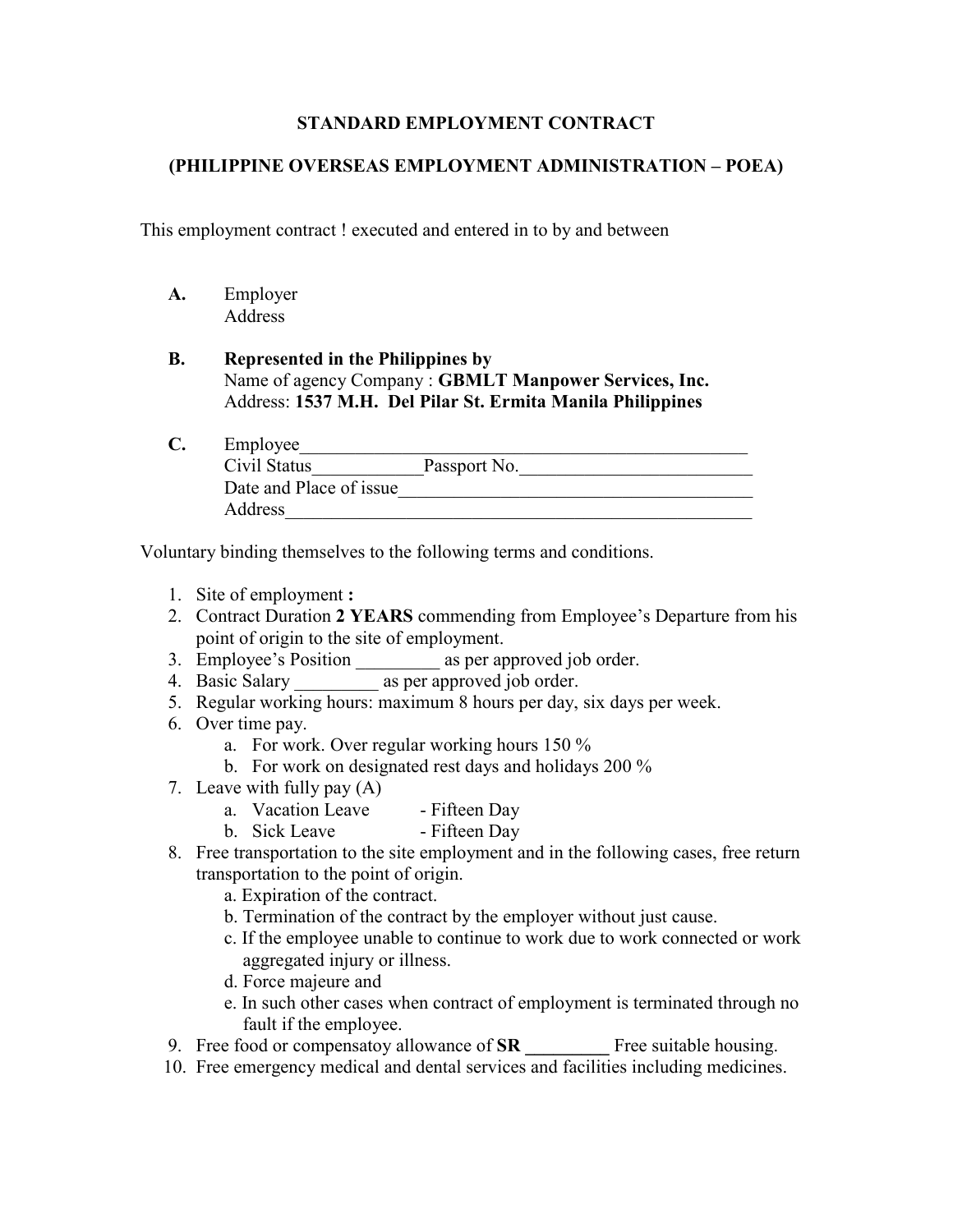**STANDARD EMPLOYMENT CONTRACT**

**(PHILIPPINE OVERSEAS EMPLOYMENT ADMINISTRATION – POEA)**

This employment contract ! executed and entered in to by and between

**A.** Employer
Address

**B.** **Represented in the Philippines by**
Name of agency Company : **GBMLT Manpower Services, Inc.**
Address: **1537 M.H. Del Pilar St. Ermita Manila Philippines**

**C.** Employee___________________________________________________
Civil Status____________Passport No._________________________
Date and Place of issue______________________________________
Address_____________________________________________________

Voluntary binding themselves to the following terms and conditions.

1. Site of employment **:**
2. Contract Duration **2 YEARS** commending from Employee's Departure from his point of origin to the site of employment.
3. Employee's Position _________ as per approved job order.
4. Basic Salary _________ as per approved job order.
5. Regular working hours: maximum 8 hours per day, six days per week.
6. Over time pay.
   a. For work. Over regular working hours 150 %
   b. For work on designated rest days and holidays 200 %
7. Leave with fully pay (A)
   a. Vacation Leave - Fifteen Day
   b. Sick Leave - Fifteen Day
8. Free transportation to the site employment and in the following cases, free return transportation to the point of origin.
   a. Expiration of the contract.
   b. Termination of the contract by the employer without just cause.
   c. If the employee unable to continue to work due to work connected or work aggregated injury or illness.
   d. Force majeure and
   e. In such other cases when contract of employment is terminated through no fault if the employee.
9. Free food or compensatoy allowance of **SR _________** Free suitable housing.
10. Free emergency medical and dental services and facilities including medicines.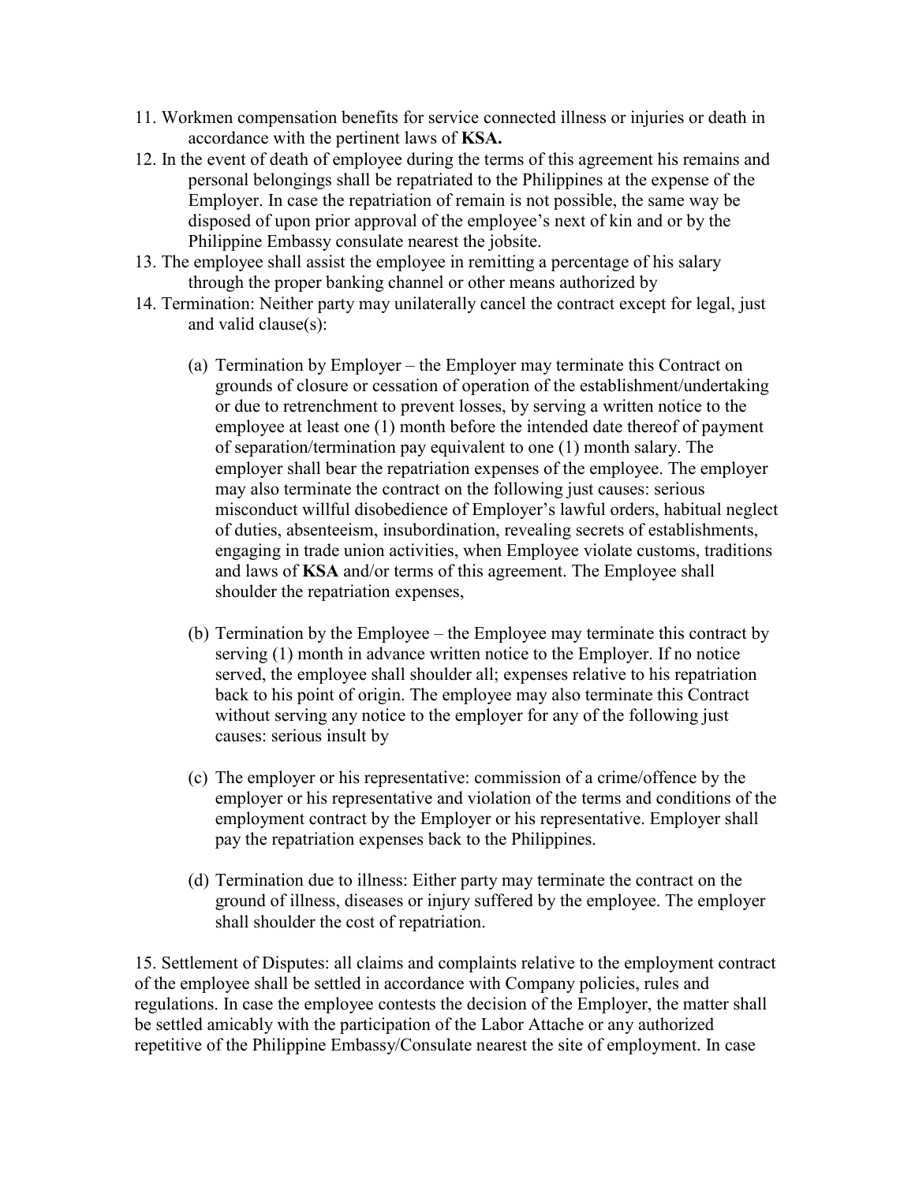11. Workmen compensation benefits for service connected illness or injuries or death in accordance with the pertinent laws of **KSA.**
12. In the event of death of employee during the terms of this agreement his remains and personal belongings shall be repatriated to the Philippines at the expense of the Employer. In case the repatriation of remain is not possible, the same way be disposed of upon prior approval of the employee's next of kin and or by the Philippine Embassy consulate nearest the jobsite.
13. The employee shall assist the employee in remitting a percentage of his salary through the proper banking channel or other means authorized by
14. Termination: Neither party may unilaterally cancel the contract except for legal, just and valid clause(s):

    (a) Termination by Employer – the Employer may terminate this Contract on grounds of closure or cessation of operation of the establishment/undertaking or due to retrenchment to prevent losses, by serving a written notice to the employee at least one (1) month before the intended date thereof of payment of separation/termination pay equivalent to one (1) month salary. The employer shall bear the repatriation expenses of the employee. The employer may also terminate the contract on the following just causes: serious misconduct willful disobedience of Employer's lawful orders, habitual neglect of duties, absenteeism, insubordination, revealing secrets of establishments, engaging in trade union activities, when Employee violate customs, traditions and laws of **KSA** and/or terms of this agreement. The Employee shall shoulder the repatriation expenses,

    (b) Termination by the Employee – the Employee may terminate this contract by serving (1) month in advance written notice to the Employer. If no notice served, the employee shall shoulder all; expenses relative to his repatriation back to his point of origin. The employee may also terminate this Contract without serving any notice to the employer for any of the following just causes: serious insult by

    (c) The employer or his representative: commission of a crime/offence by the employer or his representative and violation of the terms and conditions of the employment contract by the Employer or his representative. Employer shall pay the repatriation expenses back to the Philippines.

    (d) Termination due to illness: Either party may terminate the contract on the ground of illness, diseases or injury suffered by the employee. The employer shall shoulder the cost of repatriation.

15. Settlement of Disputes: all claims and complaints relative to the employment contract of the employee shall be settled in accordance with Company policies, rules and regulations. In case the employee contests the decision of the Employer, the matter shall be settled amicably with the participation of the Labor Attache or any authorized repetitive of the Philippine Embassy/Consulate nearest the site of employment. In case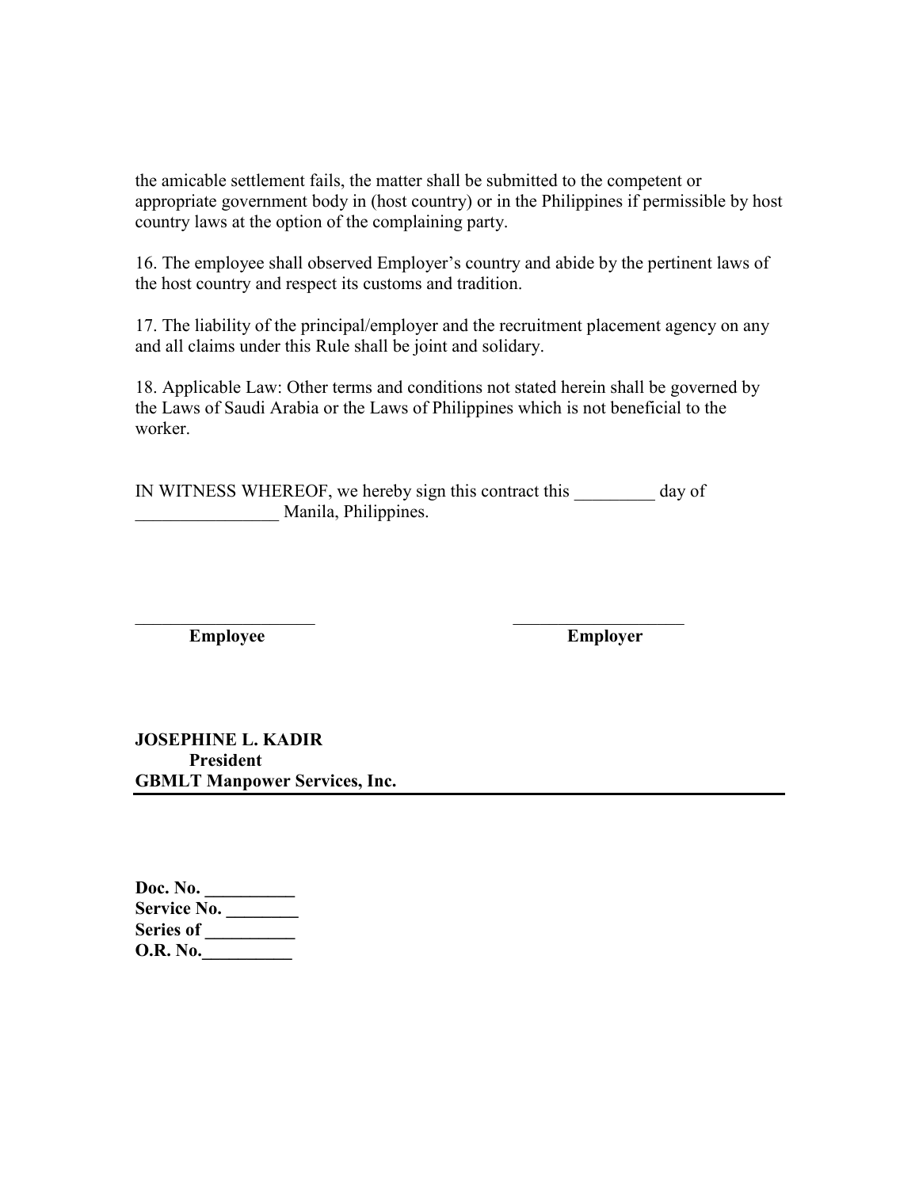the amicable settlement fails, the matter shall be submitted to the competent or appropriate government body in (host country) or in the Philippines if permissible by host country laws at the option of the complaining party.

16. The employee shall observed Employer's country and abide by the pertinent laws of the host country and respect its customs and tradition.

17. The liability of the principal/employer and the recruitment placement agency on any and all claims under this Rule shall be joint and solidary.

18. Applicable Law: Other terms and conditions not stated herein shall be governed by the Laws of Saudi Arabia or the Laws of Philippines which is not beneficial to the worker.

IN WITNESS WHEREOF, we hereby sign this contract this _________ day of ________________ Manila, Philippines.

| ____________________ | ___________________ |
|---|---|
| **Employee** | **Employer** |

**JOSEPHINE L. KADIR**
**President**
**GBMLT Manpower Services, Inc.**

---

**Doc. No. __________**
**Service No. ________**
**Series of __________**
**O.R. No.__________**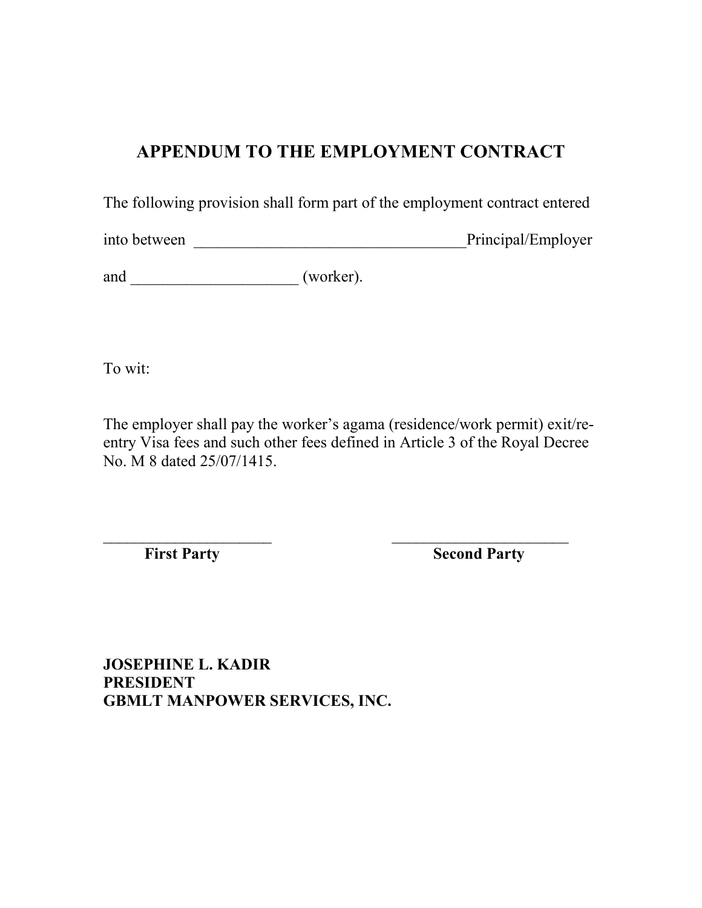# APPENDUM TO THE EMPLOYMENT CONTRACT

The following provision shall form part of the employment contract entered into between __________________________________Principal/Employer and _____________________ (worker).

To wit:

The employer shall pay the worker's agama (residence/work permit) exit/re-entry Visa fees and such other fees defined in Article 3 of the Royal Decree No. M 8 dated 25/07/1415.

| | |
|---|---|
| ______________________ | ________________________ |
| **First Party** | **Second Party** |

**JOSEPHINE L. KADIR**
**PRESIDENT**
**GBMLT MANPOWER SERVICES, INC.**